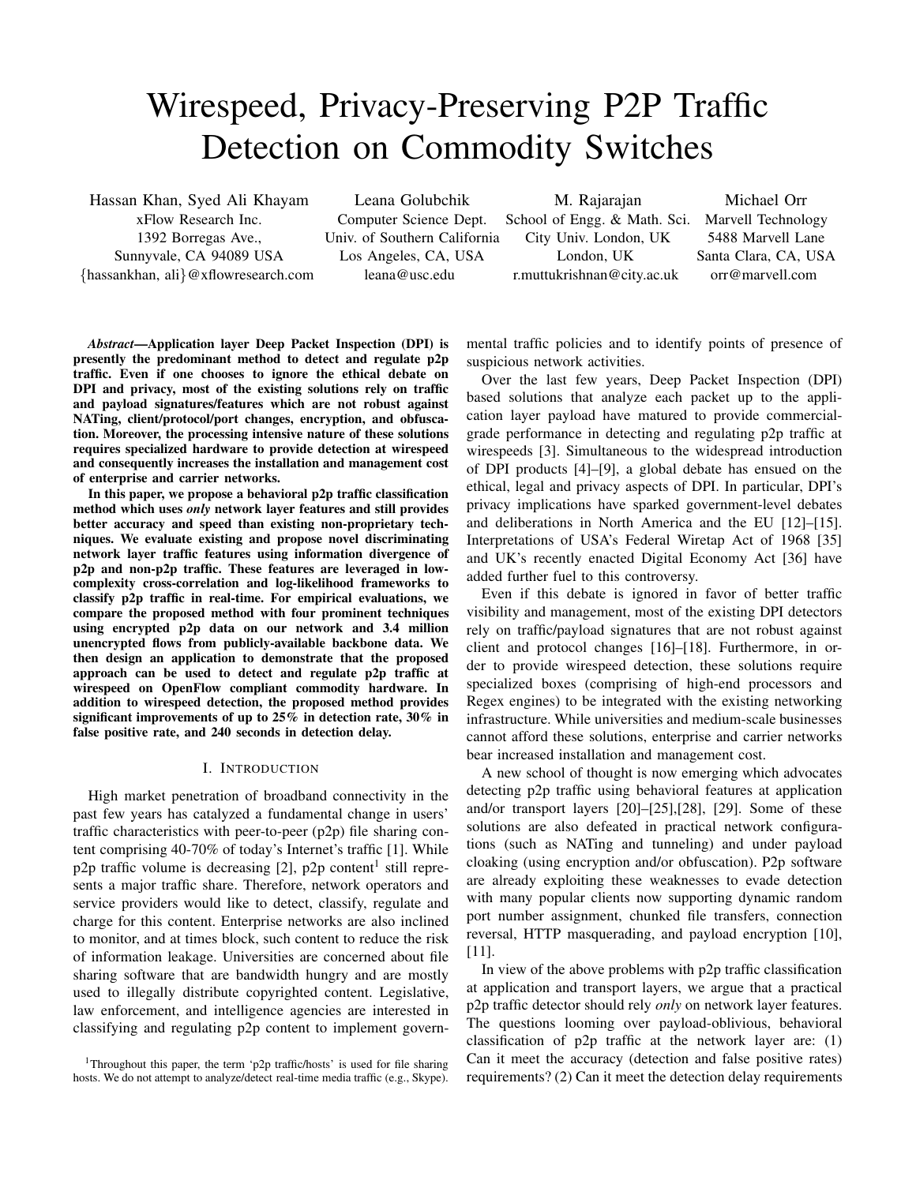# Wirespeed, Privacy-Preserving P2P Traffic Detection on Commodity Switches

Hassan Khan, Syed Ali Khayam
xFlow Research Inc.
1392 Borregas Ave.,
Sunnyvale, CA 94089 USA
{hassankhan, ali}@xflowresearch.com

Leana Golubchik
Computer Science Dept.
Univ. of Southern California
Los Angeles, CA, USA
leana@usc.edu

M. Rajarajan
School of Engg. & Math. Sci.
City Univ. London, UK
London, UK
r.muttukrishnan@city.ac.uk

Michael Orr
Marvell Technology
5488 Marvell Lane
Santa Clara, CA, USA
orr@marvell.com

***Abstract*—Application layer Deep Packet Inspection (DPI) is presently the predominant method to detect and regulate p2p traffic. Even if one chooses to ignore the ethical debate on DPI and privacy, most of the existing solutions rely on traffic and payload signatures/features which are not robust against NATing, client/protocol/port changes, encryption, and obfuscation. Moreover, the processing intensive nature of these solutions requires specialized hardware to provide detection at wirespeed and consequently increases the installation and management cost of enterprise and carrier networks.**

**In this paper, we propose a behavioral p2p traffic classification method which uses *only* network layer features and still provides better accuracy and speed than existing non-proprietary techniques. We evaluate existing and propose novel discriminating network layer traffic features using information divergence of p2p and non-p2p traffic. These features are leveraged in low-complexity cross-correlation and log-likelihood frameworks to classify p2p traffic in real-time. For empirical evaluations, we compare the proposed method with four prominent techniques using encrypted p2p data on our network and 3.4 million unencrypted flows from publicly-available backbone data. We then design an application to demonstrate that the proposed approach can be used to detect and regulate p2p traffic at wirespeed on OpenFlow compliant commodity hardware. In addition to wirespeed detection, the proposed method provides significant improvements of up to 25% in detection rate, 30% in false positive rate, and 240 seconds in detection delay.**

## I. Introduction

High market penetration of broadband connectivity in the past few years has catalyzed a fundamental change in users' traffic characteristics with peer-to-peer (p2p) file sharing content comprising 40-70% of today's Internet's traffic [1]. While p2p traffic volume is decreasing [2], p2p content[1] still represents a major traffic share. Therefore, network operators and service providers would like to detect, classify, regulate and charge for this content. Enterprise networks are also inclined to monitor, and at times block, such content to reduce the risk of information leakage. Universities are concerned about file sharing software that are bandwidth hungry and are mostly used to illegally distribute copyrighted content. Legislative, law enforcement, and intelligence agencies are interested in classifying and regulating p2p content to implement governmental traffic policies and to identify points of presence of suspicious network activities.

[1]Throughout this paper, the term 'p2p traffic/hosts' is used for file sharing hosts. We do not attempt to analyze/detect real-time media traffic (e.g., Skype).

Over the last few years, Deep Packet Inspection (DPI) based solutions that analyze each packet up to the application layer payload have matured to provide commercial-grade performance in detecting and regulating p2p traffic at wirespeeds [3]. Simultaneous to the widespread introduction of DPI products [4]–[9], a global debate has ensued on the ethical, legal and privacy aspects of DPI. In particular, DPI's privacy implications have sparked government-level debates and deliberations in North America and the EU [12]–[15]. Interpretations of USA's Federal Wiretap Act of 1968 [35] and UK's recently enacted Digital Economy Act [36] have added further fuel to this controversy.

Even if this debate is ignored in favor of better traffic visibility and management, most of the existing DPI detectors rely on traffic/payload signatures that are not robust against client and protocol changes [16]–[18]. Furthermore, in order to provide wirespeed detection, these solutions require specialized boxes (comprising of high-end processors and Regex engines) to be integrated with the existing networking infrastructure. While universities and medium-scale businesses cannot afford these solutions, enterprise and carrier networks bear increased installation and management cost.

A new school of thought is now emerging which advocates detecting p2p traffic using behavioral features at application and/or transport layers [20]–[25],[28], [29]. Some of these solutions are also defeated in practical network configurations (such as NATing and tunneling) and under payload cloaking (using encryption and/or obfuscation). P2p software are already exploiting these weaknesses to evade detection with many popular clients now supporting dynamic random port number assignment, chunked file transfers, connection reversal, HTTP masquerading, and payload encryption [10], [11].

In view of the above problems with p2p traffic classification at application and transport layers, we argue that a practical p2p traffic detector should rely *only* on network layer features. The questions looming over payload-oblivious, behavioral classification of p2p traffic at the network layer are: (1) Can it meet the accuracy (detection and false positive rates) requirements? (2) Can it meet the detection delay requirements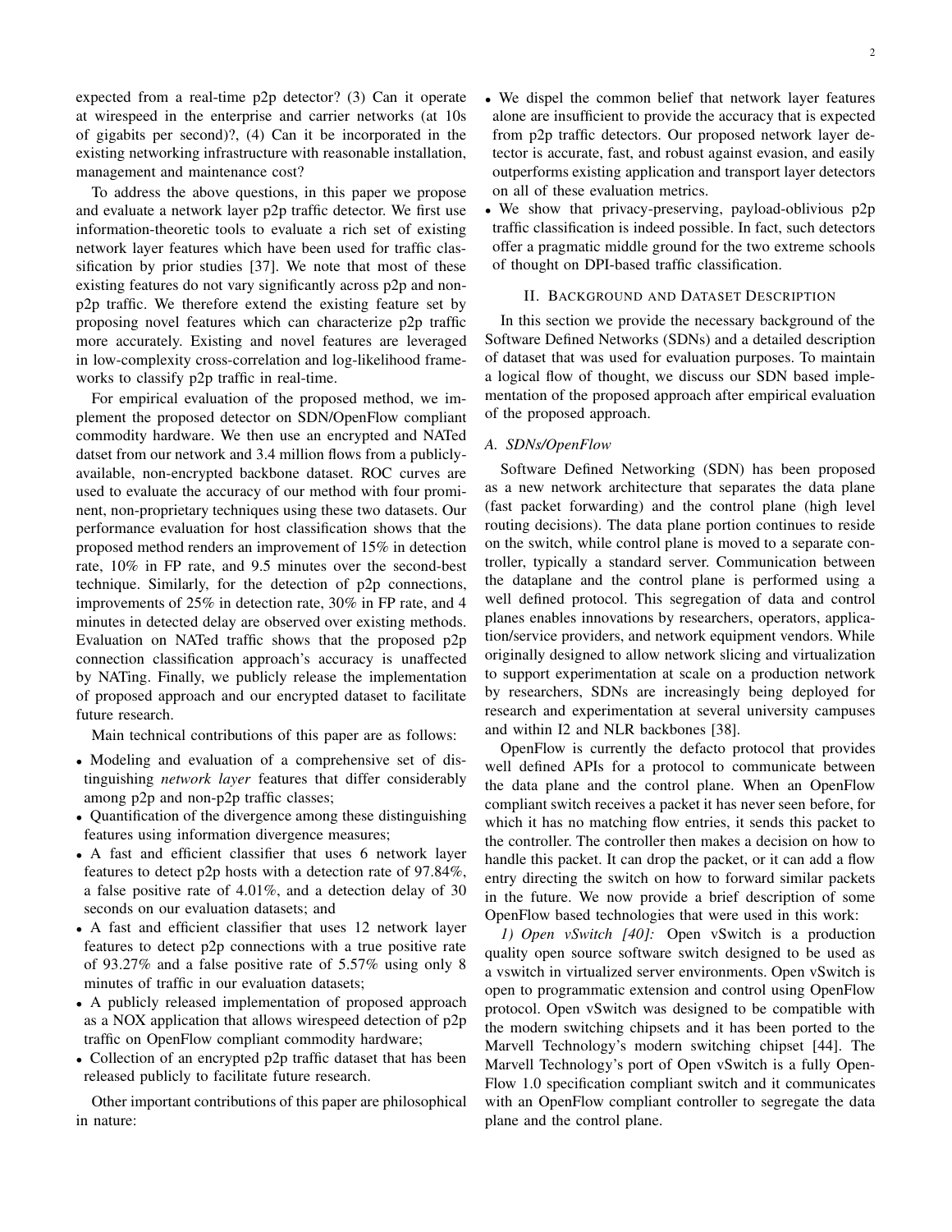expected from a real-time p2p detector? (3) Can it operate at wirespeed in the enterprise and carrier networks (at 10s of gigabits per second)?, (4) Can it be incorporated in the existing networking infrastructure with reasonable installation, management and maintenance cost?

To address the above questions, in this paper we propose and evaluate a network layer p2p traffic detector. We first use information-theoretic tools to evaluate a rich set of existing network layer features which have been used for traffic classification by prior studies [37]. We note that most of these existing features do not vary significantly across p2p and non-p2p traffic. We therefore extend the existing feature set by proposing novel features which can characterize p2p traffic more accurately. Existing and novel features are leveraged in low-complexity cross-correlation and log-likelihood frameworks to classify p2p traffic in real-time.

For empirical evaluation of the proposed method, we implement the proposed detector on SDN/OpenFlow compliant commodity hardware. We then use an encrypted and NATed datset from our network and 3.4 million flows from a publicly-available, non-encrypted backbone dataset. ROC curves are used to evaluate the accuracy of our method with four prominent, non-proprietary techniques using these two datasets. Our performance evaluation for host classification shows that the proposed method renders an improvement of 15% in detection rate, 10% in FP rate, and 9.5 minutes over the second-best technique. Similarly, for the detection of p2p connections, improvements of 25% in detection rate, 30% in FP rate, and 4 minutes in detected delay are observed over existing methods. Evaluation on NATed traffic shows that the proposed p2p connection classification approach's accuracy is unaffected by NATing. Finally, we publicly release the implementation of proposed approach and our encrypted dataset to facilitate future research.

Main technical contributions of this paper are as follows:

- Modeling and evaluation of a comprehensive set of distinguishing *network layer* features that differ considerably among p2p and non-p2p traffic classes;
- Quantification of the divergence among these distinguishing features using information divergence measures;
- A fast and efficient classifier that uses 6 network layer features to detect p2p hosts with a detection rate of 97.84%, a false positive rate of 4.01%, and a detection delay of 30 seconds on our evaluation datasets; and
- A fast and efficient classifier that uses 12 network layer features to detect p2p connections with a true positive rate of 93.27% and a false positive rate of 5.57% using only 8 minutes of traffic in our evaluation datasets;
- A publicly released implementation of proposed approach as a NOX application that allows wirespeed detection of p2p traffic on OpenFlow compliant commodity hardware;
- Collection of an encrypted p2p traffic dataset that has been released publicly to facilitate future research.

Other important contributions of this paper are philosophical in nature:

- We dispel the common belief that network layer features alone are insufficient to provide the accuracy that is expected from p2p traffic detectors. Our proposed network layer detector is accurate, fast, and robust against evasion, and easily outperforms existing application and transport layer detectors on all of these evaluation metrics.
- We show that privacy-preserving, payload-oblivious p2p traffic classification is indeed possible. In fact, such detectors offer a pragmatic middle ground for the two extreme schools of thought on DPI-based traffic classification.

## II. Background and Dataset Description

In this section we provide the necessary background of the Software Defined Networks (SDNs) and a detailed description of dataset that was used for evaluation purposes. To maintain a logical flow of thought, we discuss our SDN based implementation of the proposed approach after empirical evaluation of the proposed approach.

### A. SDNs/OpenFlow

Software Defined Networking (SDN) has been proposed as a new network architecture that separates the data plane (fast packet forwarding) and the control plane (high level routing decisions). The data plane portion continues to reside on the switch, while control plane is moved to a separate controller, typically a standard server. Communication between the dataplane and the control plane is performed using a well defined protocol. This segregation of data and control planes enables innovations by researchers, operators, application/service providers, and network equipment vendors. While originally designed to allow network slicing and virtualization to support experimentation at scale on a production network by researchers, SDNs are increasingly being deployed for research and experimentation at several university campuses and within I2 and NLR backbones [38].

OpenFlow is currently the defacto protocol that provides well defined APIs for a protocol to communicate between the data plane and the control plane. When an OpenFlow compliant switch receives a packet it has never seen before, for which it has no matching flow entries, it sends this packet to the controller. The controller then makes a decision on how to handle this packet. It can drop the packet, or it can add a flow entry directing the switch on how to forward similar packets in the future. We now provide a brief description of some OpenFlow based technologies that were used in this work:

*1) Open vSwitch [40]:* Open vSwitch is a production quality open source software switch designed to be used as a vswitch in virtualized server environments. Open vSwitch is open to programmatic extension and control using OpenFlow protocol. Open vSwitch was designed to be compatible with the modern switching chipsets and it has been ported to the Marvell Technology's modern switching chipset [44]. The Marvell Technology's port of Open vSwitch is a fully OpenFlow 1.0 specification compliant switch and it communicates with an OpenFlow compliant controller to segregate the data plane and the control plane.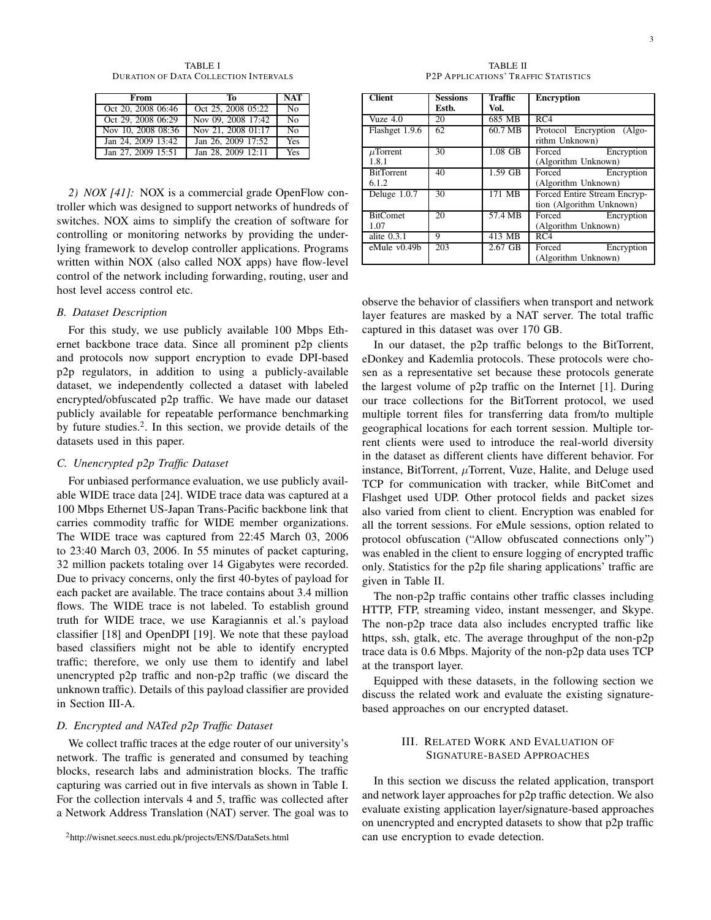TABLE I
DURATION OF DATA COLLECTION INTERVALS

| From | To | NAT |
|---|---|---|
| Oct 20, 2008 06:46 | Oct 25, 2008 05:22 | No |
| Oct 29, 2008 06:29 | Nov 09, 2008 17:42 | No |
| Nov 10, 2008 08:36 | Nov 21, 2008 01:17 | No |
| Jan 24, 2009 13:42 | Jan 26, 2009 17:52 | Yes |
| Jan 27, 2009 15:51 | Jan 28, 2009 12:11 | Yes |

*2) NOX [41]:* NOX is a commercial grade OpenFlow controller which was designed to support networks of hundreds of switches. NOX aims to simplify the creation of software for controlling or monitoring networks by providing the underlying framework to develop controller applications. Programs written within NOX (also called NOX apps) have flow-level control of the network including forwarding, routing, user and host level access control etc.

### *B. Dataset Description*

For this study, we use publicly available 100 Mbps Ethernet backbone trace data. Since all prominent p2p clients and protocols now support encryption to evade DPI-based p2p regulators, in addition to using a publicly-available dataset, we independently collected a dataset with labeled encrypted/obfuscated p2p traffic. We have made our dataset publicly available for repeatable performance benchmarking by future studies.[2]. In this section, we provide details of the datasets used in this paper.

### *C. Unencrypted p2p Traffic Dataset*

For unbiased performance evaluation, we use publicly available WIDE trace data [24]. WIDE trace data was captured at a 100 Mbps Ethernet US-Japan Trans-Pacific backbone link that carries commodity traffic for WIDE member organizations. The WIDE trace was captured from 22:45 March 03, 2006 to 23:40 March 03, 2006. In 55 minutes of packet capturing, 32 million packets totaling over 14 Gigabytes were recorded. Due to privacy concerns, only the first 40-bytes of payload for each packet are available. The trace contains about 3.4 million flows. The WIDE trace is not labeled. To establish ground truth for WIDE trace, we use Karagiannis et al.'s payload classifier [18] and OpenDPI [19]. We note that these payload based classifiers might not be able to identify encrypted traffic; therefore, we only use them to identify and label unencrypted p2p traffic and non-p2p traffic (we discard the unknown traffic). Details of this payload classifier are provided in Section III-A.

### *D. Encrypted and NATed p2p Traffic Dataset*

We collect traffic traces at the edge router of our university's network. The traffic is generated and consumed by teaching blocks, research labs and administration blocks. The traffic capturing was carried out in five intervals as shown in Table I. For the collection intervals 4 and 5, traffic was collected after a Network Address Translation (NAT) server. The goal was to observe the behavior of classifiers when transport and network layer features are masked by a NAT server. The total traffic captured in this dataset was over 170 GB.

[2]http://wisnet.seecs.nust.edu.pk/projects/ENS/DataSets.html

TABLE II
P2P APPLICATIONS' TRAFFIC STATISTICS

| Client | Sessions Estb. | Traffic Vol. | Encryption |
|---|---|---|---|
| Vuze 4.0 | 20 | 685 MB | RC4 |
| Flashget 1.9.6 | 62 | 60.7 MB | Protocol Encryption (Algorithm Unknown) |
| $\mu$Torrent 1.8.1 | 30 | 1.08 GB | Forced Encryption (Algorithm Unknown) |
| BitTorrent 6.1.2 | 40 | 1.59 GB | Forced Encryption (Algorithm Unknown) |
| Deluge 1.0.7 | 30 | 171 MB | Forced Entire Stream Encryption (Algorithm Unknown) |
| BitComet 1.07 | 20 | 57.4 MB | Forced Encryption (Algorithm Unknown) |
| alite 0.3.1 | 9 | 413 MB | RC4 |
| eMule v0.49b | 203 | 2.67 GB | Forced Encryption (Algorithm Unknown) |

In our dataset, the p2p traffic belongs to the BitTorrent, eDonkey and Kademlia protocols. These protocols were chosen as a representative set because these protocols generate the largest volume of p2p traffic on the Internet [1]. During our trace collections for the BitTorrent protocol, we used multiple torrent files for transferring data from/to multiple geographical locations for each torrent session. Multiple torrent clients were used to introduce the real-world diversity in the dataset as different clients have different behavior. For instance, BitTorrent, $\mu$Torrent, Vuze, Halite, and Deluge used TCP for communication with tracker, while BitComet and Flashget used UDP. Other protocol fields and packet sizes also varied from client to client. Encryption was enabled for all the torrent sessions. For eMule sessions, option related to protocol obfuscation ("Allow obfuscated connections only") was enabled in the client to ensure logging of encrypted traffic only. Statistics for the p2p file sharing applications' traffic are given in Table II.

The non-p2p traffic contains other traffic classes including HTTP, FTP, streaming video, instant messenger, and Skype. The non-p2p trace data also includes encrypted traffic like https, ssh, gtalk, etc. The average throughput of the non-p2p trace data is 0.6 Mbps. Majority of the non-p2p data uses TCP at the transport layer.

Equipped with these datasets, in the following section we discuss the related work and evaluate the existing signature-based approaches on our encrypted dataset.

## III. RELATED WORK AND EVALUATION OF SIGNATURE-BASED APPROACHES

In this section we discuss the related application, transport and network layer approaches for p2p traffic detection. We also evaluate existing application layer/signature-based approaches on unencrypted and encrypted datasets to show that p2p traffic can use encryption to evade detection.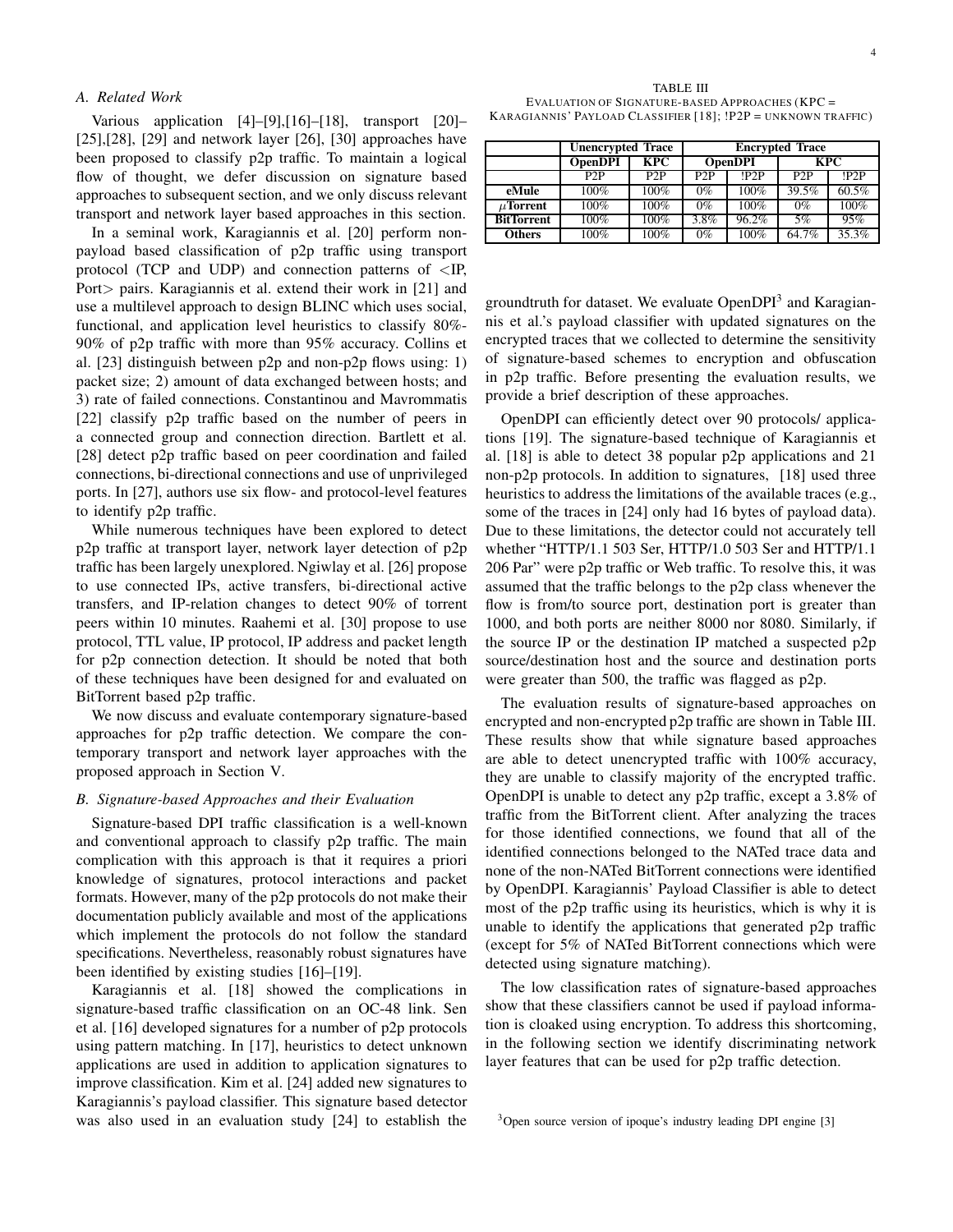### A. Related Work

Various application [4]–[9],[16]–[18], transport [20]–[25],[28], [29] and network layer [26], [30] approaches have been proposed to classify p2p traffic. To maintain a logical flow of thought, we defer discussion on signature based approaches to subsequent section, and we only discuss relevant transport and network layer based approaches in this section.

In a seminal work, Karagiannis et al. [20] perform non-payload based classification of p2p traffic using transport protocol (TCP and UDP) and connection patterns of <IP, Port> pairs. Karagiannis et al. extend their work in [21] and use a multilevel approach to design BLINC which uses social, functional, and application level heuristics to classify 80%-90% of p2p traffic with more than 95% accuracy. Collins et al. [23] distinguish between p2p and non-p2p flows using: 1) packet size; 2) amount of data exchanged between hosts; and 3) rate of failed connections. Constantinou and Mavrommatis [22] classify p2p traffic based on the number of peers in a connected group and connection direction. Bartlett et al. [28] detect p2p traffic based on peer coordination and failed connections, bi-directional connections and use of unprivileged ports. In [27], authors use six flow- and protocol-level features to identify p2p traffic.

While numerous techniques have been explored to detect p2p traffic at transport layer, network layer detection of p2p traffic has been largely unexplored. Ngiwlay et al. [26] propose to use connected IPs, active transfers, bi-directional active transfers, and IP-relation changes to detect 90% of torrent peers within 10 minutes. Raahemi et al. [30] propose to use protocol, TTL value, IP protocol, IP address and packet length for p2p connection detection. It should be noted that both of these techniques have been designed for and evaluated on BitTorrent based p2p traffic.

We now discuss and evaluate contemporary signature-based approaches for p2p traffic detection. We compare the contemporary transport and network layer approaches with the proposed approach in Section V.

### B. Signature-based Approaches and their Evaluation

Signature-based DPI traffic classification is a well-known and conventional approach to classify p2p traffic. The main complication with this approach is that it requires a priori knowledge of signatures, protocol interactions and packet formats. However, many of the p2p protocols do not make their documentation publicly available and most of the applications which implement the protocols do not follow the standard specifications. Nevertheless, reasonably robust signatures have been identified by existing studies [16]–[19].

Karagiannis et al. [18] showed the complications in signature-based traffic classification on an OC-48 link. Sen et al. [16] developed signatures for a number of p2p protocols using pattern matching. In [17], heuristics to detect unknown applications are used in addition to application signatures to improve classification. Kim et al. [24] added new signatures to Karagiannis's payload classifier. This signature based detector was also used in an evaluation study [24] to establish the groundtruth for dataset. We evaluate OpenDPI[3] and Karagiannis et al.'s payload classifier with updated signatures on the encrypted traces that we collected to determine the sensitivity of signature-based schemes to encryption and obfuscation in p2p traffic. Before presenting the evaluation results, we provide a brief description of these approaches.

TABLE III
EVALUATION OF SIGNATURE-BASED APPROACHES (KPC = KARAGIANNIS' PAYLOAD CLASSIFIER [18]; !P2P = UNKNOWN TRAFFIC)

| | Unencrypted Trace | | Encrypted Trace | | | |
|---|---|---|---|---|---|---|
| | OpenDPI | KPC | OpenDPI | | KPC | |
| | P2P | P2P | P2P | !P2P | P2P | !P2P |
| **eMule** | 100% | 100% | 0% | 100% | 39.5% | 60.5% |
| **$\mu$Torrent** | 100% | 100% | 0% | 100% | 0% | 100% |
| **BitTorrent** | 100% | 100% | 3.8% | 96.2% | 5% | 95% |
| **Others** | 100% | 100% | 0% | 100% | 64.7% | 35.3% |

OpenDPI can efficiently detect over 90 protocols/ applications [19]. The signature-based technique of Karagiannis et al. [18] is able to detect 38 popular p2p applications and 21 non-p2p protocols. In addition to signatures, [18] used three heuristics to address the limitations of the available traces (e.g., some of the traces in [24] only had 16 bytes of payload data). Due to these limitations, the detector could not accurately tell whether "HTTP/1.1 503 Ser, HTTP/1.0 503 Ser and HTTP/1.1 206 Par" were p2p traffic or Web traffic. To resolve this, it was assumed that the traffic belongs to the p2p class whenever the flow is from/to source port, destination port is greater than 1000, and both ports are neither 8000 nor 8080. Similarly, if the source IP or the destination IP matched a suspected p2p source/destination host and the source and destination ports were greater than 500, the traffic was flagged as p2p.

The evaluation results of signature-based approaches on encrypted and non-encrypted p2p traffic are shown in Table III. These results show that while signature based approaches are able to detect unencrypted traffic with 100% accuracy, they are unable to classify majority of the encrypted traffic. OpenDPI is unable to detect any p2p traffic, except a 3.8% of traffic from the BitTorrent client. After analyzing the traces for those identified connections, we found that all of the identified connections belonged to the NATed trace data and none of the non-NATed BitTorrent connections were identified by OpenDPI. Karagiannis' Payload Classifier is able to detect most of the p2p traffic using its heuristics, which is why it is unable to identify the applications that generated p2p traffic (except for 5% of NATed BitTorrent connections which were detected using signature matching).

The low classification rates of signature-based approaches show that these classifiers cannot be used if payload information is cloaked using encryption. To address this shortcoming, in the following section we identify discriminating network layer features that can be used for p2p traffic detection.

[3] Open source version of ipoque's industry leading DPI engine [3]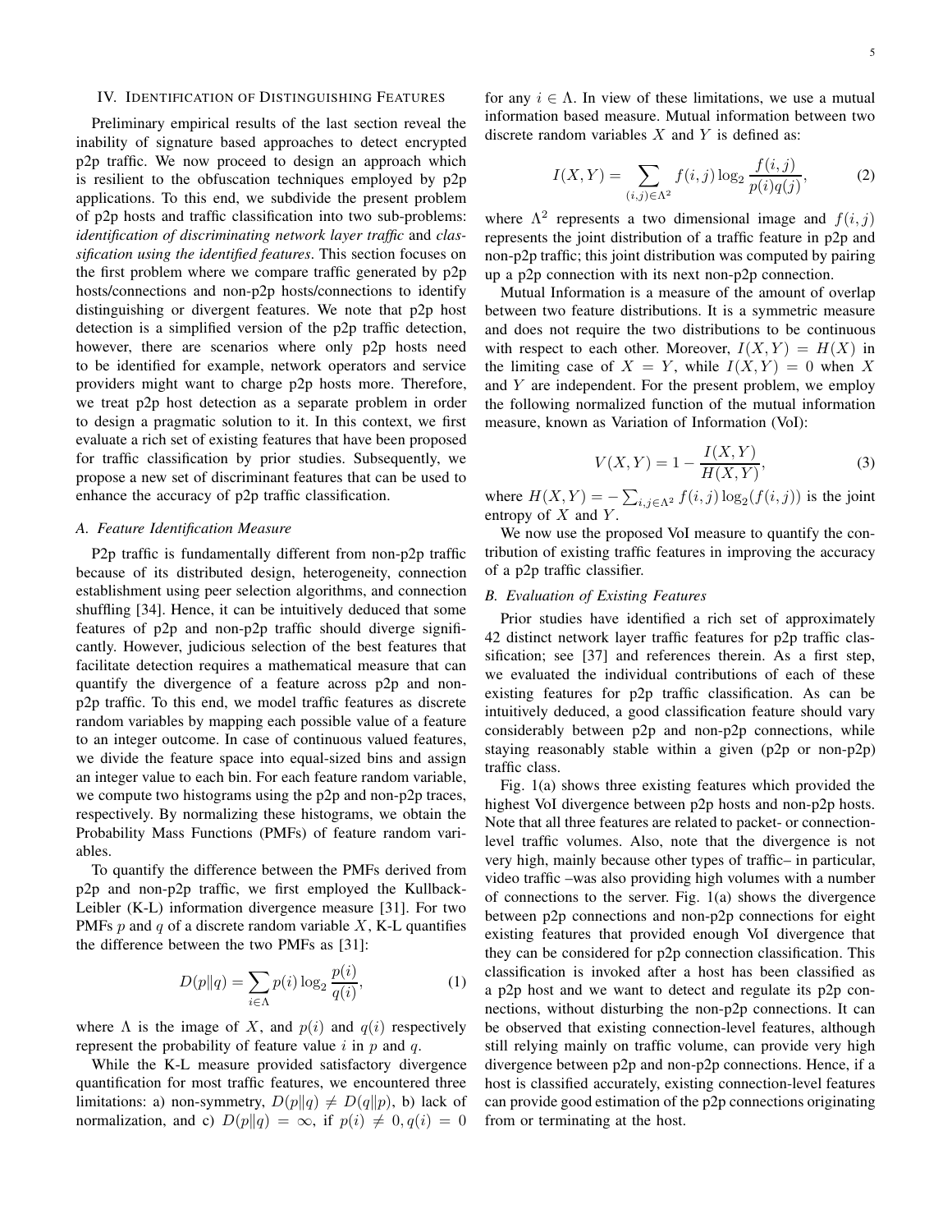## IV. Identification of Distinguishing Features

Preliminary empirical results of the last section reveal the inability of signature based approaches to detect encrypted p2p traffic. We now proceed to design an approach which is resilient to the obfuscation techniques employed by p2p applications. To this end, we subdivide the present problem of p2p hosts and traffic classification into two sub-problems: ***identification of discriminating network layer traffic*** and ***classification using the identified features***. This section focuses on the first problem where we compare traffic generated by p2p hosts/connections and non-p2p hosts/connections to identify distinguishing or divergent features. We note that p2p host detection is a simplified version of the p2p traffic detection, however, there are scenarios where only p2p hosts need to be identified for example, network operators and service providers might want to charge p2p hosts more. Therefore, we treat p2p host detection as a separate problem in order to design a pragmatic solution to it. In this context, we first evaluate a rich set of existing features that have been proposed for traffic classification by prior studies. Subsequently, we propose a new set of discriminant features that can be used to enhance the accuracy of p2p traffic classification.

### A. Feature Identification Measure

P2p traffic is fundamentally different from non-p2p traffic because of its distributed design, heterogeneity, connection establishment using peer selection algorithms, and connection shuffling [34]. Hence, it can be intuitively deduced that some features of p2p and non-p2p traffic should diverge significantly. However, judicious selection of the best features that facilitate detection requires a mathematical measure that can quantify the divergence of a feature across p2p and non-p2p traffic. To this end, we model traffic features as discrete random variables by mapping each possible value of a feature to an integer outcome. In case of continuous valued features, we divide the feature space into equal-sized bins and assign an integer value to each bin. For each feature random variable, we compute two histograms using the p2p and non-p2p traces, respectively. By normalizing these histograms, we obtain the Probability Mass Functions (PMFs) of feature random variables.

To quantify the difference between the PMFs derived from p2p and non-p2p traffic, we first employed the Kullback-Leibler (K-L) information divergence measure [31]. For two PMFs $p$ and $q$ of a discrete random variable $X$, K-L quantifies the difference between the two PMFs as [31]:

$$D(p\|q) = \sum_{i \in \Lambda} p(i) \log_2 \frac{p(i)}{q(i)}, \tag{1}$$

where $\Lambda$ is the image of $X$, and $p(i)$ and $q(i)$ respectively represent the probability of feature value $i$ in $p$ and $q$.

While the K-L measure provided satisfactory divergence quantification for most traffic features, we encountered three limitations: a) non-symmetry, $D(p\|q) \neq D(q\|p)$, b) lack of normalization, and c) $D(p\|q) = \infty$, if $p(i) \neq 0, q(i) = 0$ for any $i \in \Lambda$. In view of these limitations, we use a mutual information based measure. Mutual information between two discrete random variables $X$ and $Y$ is defined as:

$$I(X,Y) = \sum_{(i,j) \in \Lambda^2} f(i,j) \log_2 \frac{f(i,j)}{p(i)q(j)}, \tag{2}$$

where $\Lambda^2$ represents a two dimensional image and $f(i,j)$ represents the joint distribution of a traffic feature in p2p and non-p2p traffic; this joint distribution was computed by pairing up a p2p connection with its next non-p2p connection.

Mutual Information is a measure of the amount of overlap between two feature distributions. It is a symmetric measure and does not require the two distributions to be continuous with respect to each other. Moreover, $I(X,Y) = H(X)$ in the limiting case of $X = Y$, while $I(X,Y) = 0$ when $X$ and $Y$ are independent. For the present problem, we employ the following normalized function of the mutual information measure, known as Variation of Information (VoI):

$$V(X,Y) = 1 - \frac{I(X,Y)}{H(X,Y)}, \tag{3}$$

where $H(X,Y) = -\sum_{i,j \in \Lambda^2} f(i,j) \log_2(f(i,j))$ is the joint entropy of $X$ and $Y$.

We now use the proposed VoI measure to quantify the contribution of existing traffic features in improving the accuracy of a p2p traffic classifier.

### B. Evaluation of Existing Features

Prior studies have identified a rich set of approximately 42 distinct network layer traffic features for p2p traffic classification; see [37] and references therein. As a first step, we evaluated the individual contributions of each of these existing features for p2p traffic classification. As can be intuitively deduced, a good classification feature should vary considerably between p2p and non-p2p connections, while staying reasonably stable within a given (p2p or non-p2p) traffic class.

Fig. 1(a) shows three existing features which provided the highest VoI divergence between p2p hosts and non-p2p hosts. Note that all three features are related to packet- or connection-level traffic volumes. Also, note that the divergence is not very high, mainly because other types of traffic– in particular, video traffic –was also providing high volumes with a number of connections to the server. Fig. 1(a) shows the divergence between p2p connections and non-p2p connections for eight existing features that provided enough VoI divergence that they can be considered for p2p connection classification. This classification is invoked after a host has been classified as a p2p host and we want to detect and regulate its p2p connections, without disturbing the non-p2p connections. It can be observed that existing connection-level features, although still relying mainly on traffic volume, can provide very high divergence between p2p and non-p2p connections. Hence, if a host is classified accurately, existing connection-level features can provide good estimation of the p2p connections originating from or terminating at the host.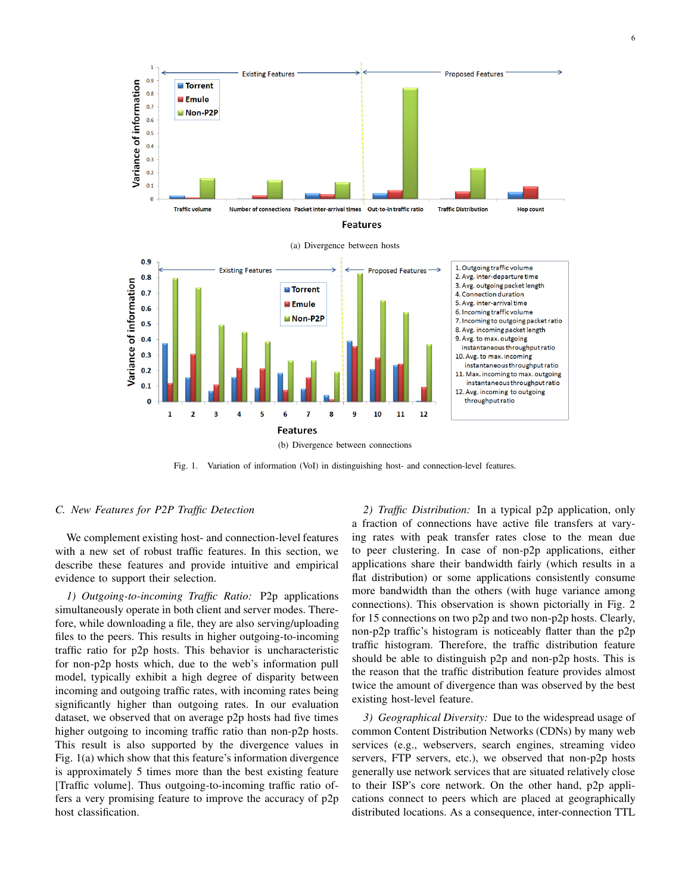(a) Divergence between hosts

(b) Divergence between connections

Fig. 1. Variation of information (VoI) in distinguishing host- and connection-level features.

### *C. New Features for P2P Traffic Detection*

We complement existing host- and connection-level features with a new set of robust traffic features. In this section, we describe these features and provide intuitive and empirical evidence to support their selection.

*1) Outgoing-to-incoming Traffic Ratio:* P2p applications simultaneously operate in both client and server modes. Therefore, while downloading a file, they are also serving/uploading files to the peers. This results in higher outgoing-to-incoming traffic ratio for p2p hosts. This behavior is uncharacteristic for non-p2p hosts which, due to the web's information pull model, typically exhibit a high degree of disparity between incoming and outgoing traffic rates, with incoming rates being significantly higher than outgoing rates. In our evaluation dataset, we observed that on average p2p hosts had five times higher outgoing to incoming traffic ratio than non-p2p hosts. This result is also supported by the divergence values in Fig. 1(a) which show that this feature's information divergence is approximately 5 times more than the best existing feature [Traffic volume]. Thus outgoing-to-incoming traffic ratio offers a very promising feature to improve the accuracy of p2p host classification.

*2) Traffic Distribution:* In a typical p2p application, only a fraction of connections have active file transfers at varying rates with peak transfer rates close to the mean due to peer clustering. In case of non-p2p applications, either applications share their bandwidth fairly (which results in a flat distribution) or some applications consistently consume more bandwidth than the others (with huge variance among connections). This observation is shown pictorially in Fig. 2 for 15 connections on two p2p and two non-p2p hosts. Clearly, non-p2p traffic's histogram is noticeably flatter than the p2p traffic histogram. Therefore, the traffic distribution feature should be able to distinguish p2p and non-p2p hosts. This is the reason that the traffic distribution feature provides almost twice the amount of divergence than was observed by the best existing host-level feature.

*3) Geographical Diversity:* Due to the widespread usage of common Content Distribution Networks (CDNs) by many web services (e.g., webservers, search engines, streaming video servers, FTP servers, etc.), we observed that non-p2p hosts generally use network services that are situated relatively close to their ISP's core network. On the other hand, p2p applications connect to peers which are placed at geographically distributed locations. As a consequence, inter-connection TTL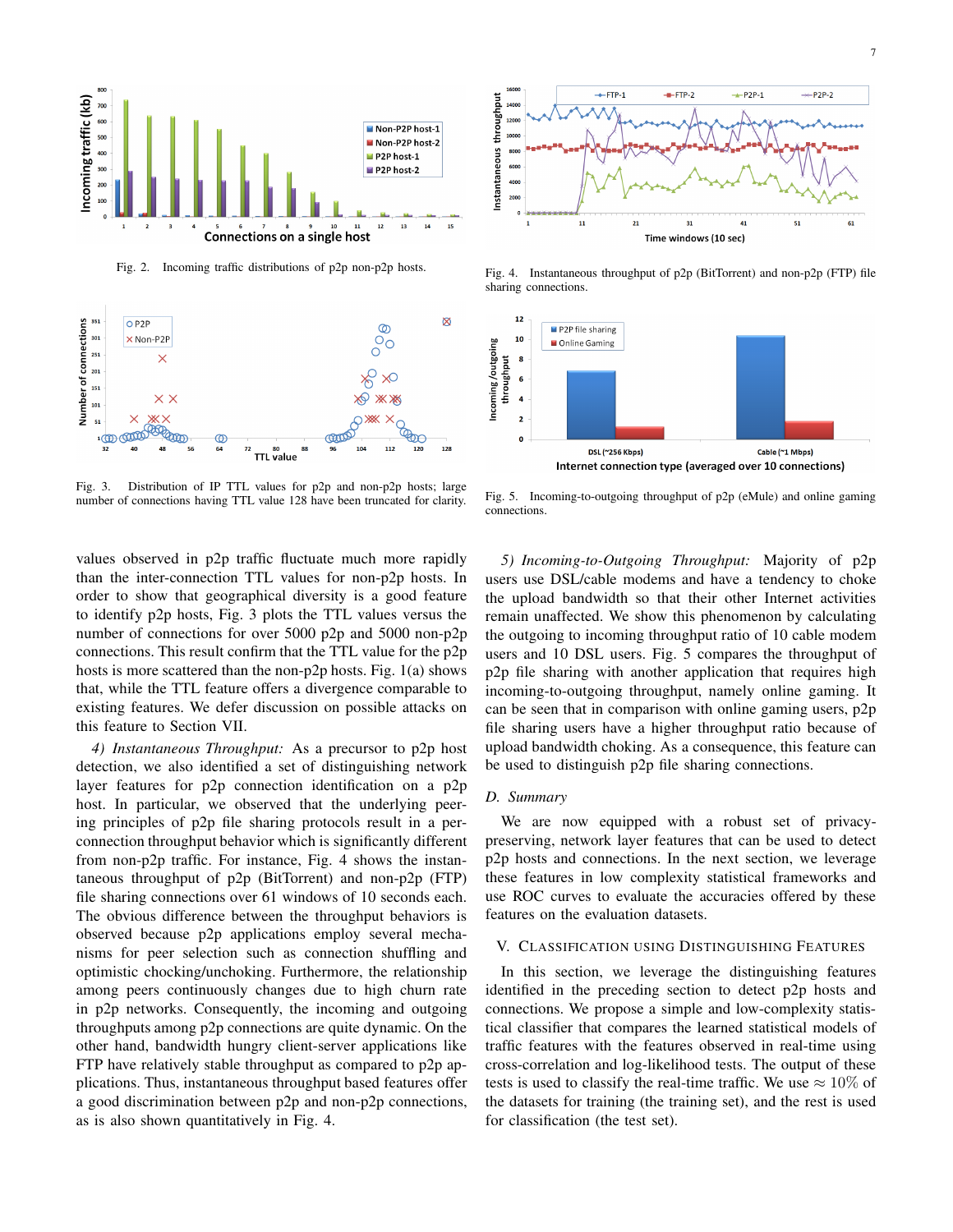Fig. 2. Incoming traffic distributions of p2p non-p2p hosts.

Fig. 3. Distribution of IP TTL values for p2p and non-p2p hosts; large number of connections having TTL value 128 have been truncated for clarity.

Fig. 4. Instantaneous throughput of p2p (BitTorrent) and non-p2p (FTP) file sharing connections.

Fig. 5. Incoming-to-outgoing throughput of p2p (eMule) and online gaming connections.

values observed in p2p traffic fluctuate much more rapidly than the inter-connection TTL values for non-p2p hosts. In order to show that geographical diversity is a good feature to identify p2p hosts, Fig. 3 plots the TTL values versus the number of connections for over 5000 p2p and 5000 non-p2p connections. This result confirm that the TTL value for the p2p hosts is more scattered than the non-p2p hosts. Fig. 1(a) shows that, while the TTL feature offers a divergence comparable to existing features. We defer discussion on possible attacks on this feature to Section VII.

*4) Instantaneous Throughput:* As a precursor to p2p host detection, we also identified a set of distinguishing network layer features for p2p connection identification on a p2p host. In particular, we observed that the underlying peering principles of p2p file sharing protocols result in a per-connection throughput behavior which is significantly different from non-p2p traffic. For instance, Fig. 4 shows the instantaneous throughput of p2p (BitTorrent) and non-p2p (FTP) file sharing connections over 61 windows of 10 seconds each. The obvious difference between the throughput behaviors is observed because p2p applications employ several mechanisms for peer selection such as connection shuffling and optimistic chocking/unchoking. Furthermore, the relationship among peers continuously changes due to high churn rate in p2p networks. Consequently, the incoming and outgoing throughputs among p2p connections are quite dynamic. On the other hand, bandwidth hungry client-server applications like FTP have relatively stable throughput as compared to p2p applications. Thus, instantaneous throughput based features offer a good discrimination between p2p and non-p2p connections, as is also shown quantitatively in Fig. 4.

*5) Incoming-to-Outgoing Throughput:* Majority of p2p users use DSL/cable modems and have a tendency to choke the upload bandwidth so that their other Internet activities remain unaffected. We show this phenomenon by calculating the outgoing to incoming throughput ratio of 10 cable modem users and 10 DSL users. Fig. 5 compares the throughput of p2p file sharing with another application that requires high incoming-to-outgoing throughput, namely online gaming. It can be seen that in comparison with online gaming users, p2p file sharing users have a higher throughput ratio because of upload bandwidth choking. As a consequence, this feature can be used to distinguish p2p file sharing connections.

### D. Summary

We are now equipped with a robust set of privacy-preserving, network layer features that can be used to detect p2p hosts and connections. In the next section, we leverage these features in low complexity statistical frameworks and use ROC curves to evaluate the accuracies offered by these features on the evaluation datasets.

## V. Classification using Distinguishing Features

In this section, we leverage the distinguishing features identified in the preceding section to detect p2p hosts and connections. We propose a simple and low-complexity statistical classifier that compares the learned statistical models of traffic features with the features observed in real-time using cross-correlation and log-likelihood tests. The output of these tests is used to classify the real-time traffic. We use $\approx 10\%$ of the datasets for training (the training set), and the rest is used for classification (the test set).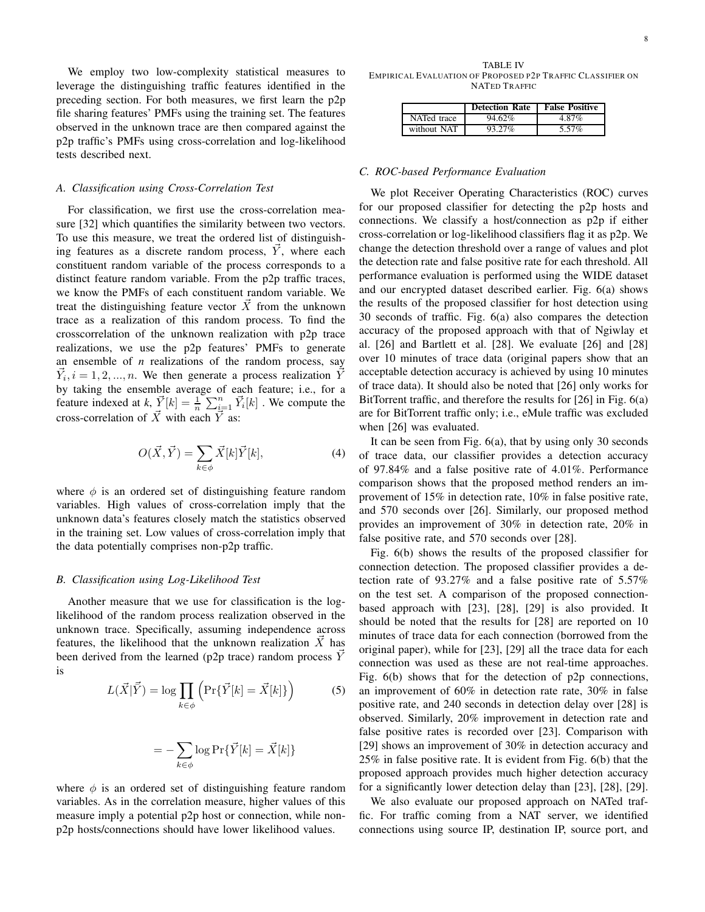We employ two low-complexity statistical measures to leverage the distinguishing traffic features identified in the preceding section. For both measures, we first learn the p2p file sharing features' PMFs using the training set. The features observed in the unknown trace are then compared against the p2p traffic's PMFs using cross-correlation and log-likelihood tests described next.

### A. Classification using Cross-Correlation Test

For classification, we first use the cross-correlation measure [32] which quantifies the similarity between two vectors. To use this measure, we treat the ordered list of distinguishing features as a discrete random process, $\vec{Y}$, where each constituent random variable of the process corresponds to a distinct feature random variable. From the p2p traffic traces, we know the PMFs of each constituent random variable. We treat the distinguishing feature vector $\vec{X}$ from the unknown trace as a realization of this random process. To find the crosscorrelation of the unknown realization with p2p trace realizations, we use the p2p features' PMFs to generate an ensemble of $n$ realizations of the random process, say $\vec{Y_i}, i = 1, 2, ..., n$. We then generate a process realization $\vec{Y}$ by taking the ensemble average of each feature; i.e., for a feature indexed at $k$, $\vec{Y}[k] = \frac{1}{n}\sum_{i=1}^{n}\vec{Y_i}[k]$ . We compute the cross-correlation of $\vec{X}$ with each $\vec{Y}$ as:

$$O(\vec{X},\vec{Y}) = \sum_{k \in \phi} \vec{X}[k]\vec{Y}[k], \tag{4}$$

where $\phi$ is an ordered set of distinguishing feature random variables. High values of cross-correlation imply that the unknown data's features closely match the statistics observed in the training set. Low values of cross-correlation imply that the data potentially comprises non-p2p traffic.

### B. Classification using Log-Likelihood Test

Another measure that we use for classification is the log-likelihood of the random process realization observed in the unknown trace. Specifically, assuming independence across features, the likelihood that the unknown realization $\vec{X}$ has been derived from the learned (p2p trace) random process $\vec{Y}$ is

$$L(\vec{X}|\vec{Y}) = \log \prod_{k \in \phi} \left( \Pr\{\vec{Y}[k] = \vec{X}[k]\} \right) \tag{5}$$

$$= -\sum_{k \in \phi} \log \Pr\{\vec{Y}[k] = \vec{X}[k]\}$$

where $\phi$ is an ordered set of distinguishing feature random variables. As in the correlation measure, higher values of this measure imply a potential p2p host or connection, while non-p2p hosts/connections should have lower likelihood values.

TABLE IV
EMPIRICAL EVALUATION OF PROPOSED P2P TRAFFIC CLASSIFIER ON NATED TRAFFIC

| | Detection Rate | False Positive |
|---|---|---|
| NATed trace | 94.62% | 4.87% |
| without NAT | 93.27% | 5.57% |

### C. ROC-based Performance Evaluation

We plot Receiver Operating Characteristics (ROC) curves for our proposed classifier for detecting the p2p hosts and connections. We classify a host/connection as p2p if either cross-correlation or log-likelihood classifiers flag it as p2p. We change the detection threshold over a range of values and plot the detection rate and false positive rate for each threshold. All performance evaluation is performed using the WIDE dataset and our encrypted dataset described earlier. Fig. 6(a) shows the results of the proposed classifier for host detection using 30 seconds of traffic. Fig. 6(a) also compares the detection accuracy of the proposed approach with that of Ngiwlay et al. [26] and Bartlett et al. [28]. We evaluate [26] and [28] over 10 minutes of trace data (original papers show that an acceptable detection accuracy is achieved by using 10 minutes of trace data). It should also be noted that [26] only works for BitTorrent traffic, and therefore the results for [26] in Fig. 6(a) are for BitTorrent traffic only; i.e., eMule traffic was excluded when [26] was evaluated.

It can be seen from Fig. 6(a), that by using only 30 seconds of trace data, our classifier provides a detection accuracy of 97.84% and a false positive rate of 4.01%. Performance comparison shows that the proposed method renders an improvement of 15% in detection rate, 10% in false positive rate, and 570 seconds over [26]. Similarly, our proposed method provides an improvement of 30% in detection rate, 20% in false positive rate, and 570 seconds over [28].

Fig. 6(b) shows the results of the proposed classifier for connection detection. The proposed classifier provides a detection rate of 93.27% and a false positive rate of 5.57% on the test set. A comparison of the proposed connection-based approach with [23], [28], [29] is also provided. It should be noted that the results for [28] are reported on 10 minutes of trace data for each connection (borrowed from the original paper), while for [23], [29] all the trace data for each connection was used as these are not real-time approaches. Fig. 6(b) shows that for the detection of p2p connections, an improvement of 60% in detection rate rate, 30% in false positive rate, and 240 seconds in detection delay over [28] is observed. Similarly, 20% improvement in detection rate and false positive rates is recorded over [23]. Comparison with [29] shows an improvement of 30% in detection accuracy and 25% in false positive rate. It is evident from Fig. 6(b) that the proposed approach provides much higher detection accuracy for a significantly lower detection delay than [23], [28], [29].

We also evaluate our proposed approach on NATed traffic. For traffic coming from a NAT server, we identified connections using source IP, destination IP, source port, and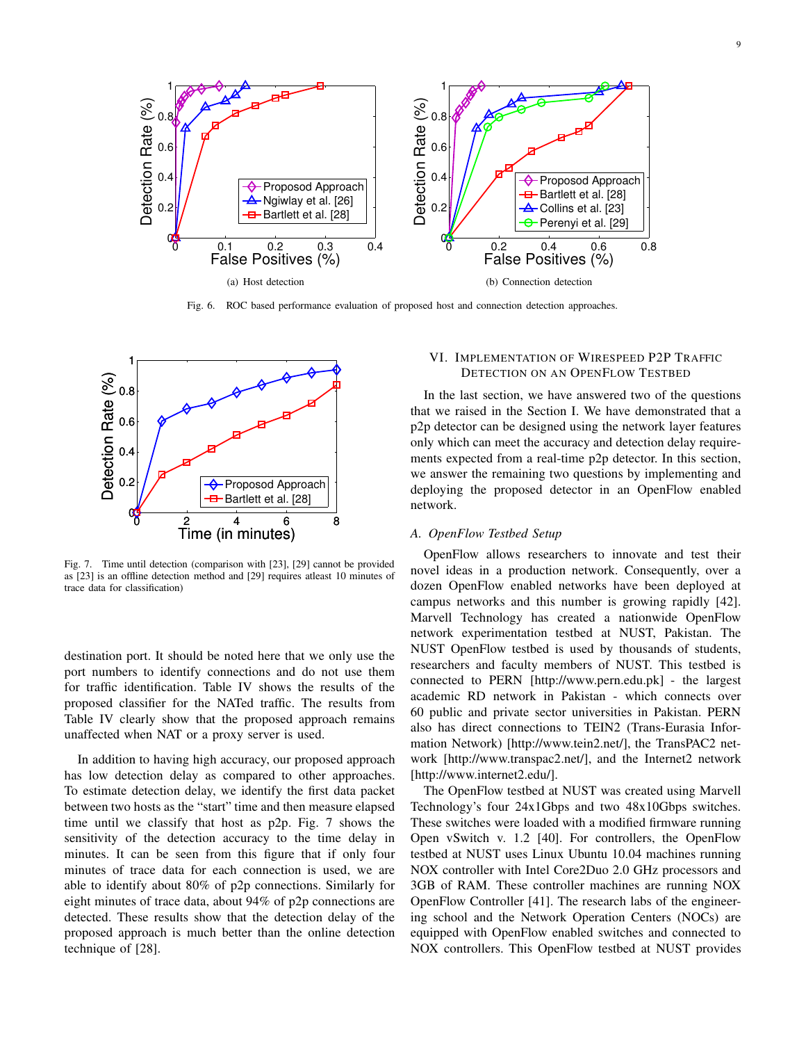Fig. 6. ROC based performance evaluation of proposed host and connection detection approaches.

(a) Host detection

(b) Connection detection

Fig. 7. Time until detection (comparison with [23], [29] cannot be provided as [23] is an offline detection method and [29] requires atleast 10 minutes of trace data for classification)

destination port. It should be noted here that we only use the port numbers to identify connections and do not use them for traffic identification. Table IV shows the results of the proposed classifier for the NATed traffic. The results from Table IV clearly show that the proposed approach remains unaffected when NAT or a proxy server is used.

In addition to having high accuracy, our proposed approach has low detection delay as compared to other approaches. To estimate detection delay, we identify the first data packet between two hosts as the "start" time and then measure elapsed time until we classify that host as p2p. Fig. 7 shows the sensitivity of the detection accuracy to the time delay in minutes. It can be seen from this figure that if only four minutes of trace data for each connection is used, we are able to identify about 80% of p2p connections. Similarly for eight minutes of trace data, about 94% of p2p connections are detected. These results show that the detection delay of the proposed approach is much better than the online detection technique of [28].

## VI. Implementation of Wirespeed P2P Traffic Detection on an OpenFlow Testbed

In the last section, we have answered two of the questions that we raised in the Section I. We have demonstrated that a p2p detector can be designed using the network layer features only which can meet the accuracy and detection delay requirements expected from a real-time p2p detector. In this section, we answer the remaining two questions by implementing and deploying the proposed detector in an OpenFlow enabled network.

### *A. OpenFlow Testbed Setup*

OpenFlow allows researchers to innovate and test their novel ideas in a production network. Consequently, over a dozen OpenFlow enabled networks have been deployed at campus networks and this number is growing rapidly [42]. Marvell Technology has created a nationwide OpenFlow network experimentation testbed at NUST, Pakistan. The NUST OpenFlow testbed is used by thousands of students, researchers and faculty members of NUST. This testbed is connected to PERN [http://www.pern.edu.pk] - the largest academic RD network in Pakistan - which connects over 60 public and private sector universities in Pakistan. PERN also has direct connections to TEIN2 (Trans-Eurasia Information Network) [http://www.tein2.net/], the TransPAC2 network [http://www.transpac2.net/], and the Internet2 network [http://www.internet2.edu/].

The OpenFlow testbed at NUST was created using Marvell Technology's four 24x1Gbps and two 48x10Gbps switches. These switches were loaded with a modified firmware running Open vSwitch v. 1.2 [40]. For controllers, the OpenFlow testbed at NUST uses Linux Ubuntu 10.04 machines running NOX controller with Intel Core2Duo 2.0 GHz processors and 3GB of RAM. These controller machines are running NOX OpenFlow Controller [41]. The research labs of the engineering school and the Network Operation Centers (NOCs) are equipped with OpenFlow enabled switches and connected to NOX controllers. This OpenFlow testbed at NUST provides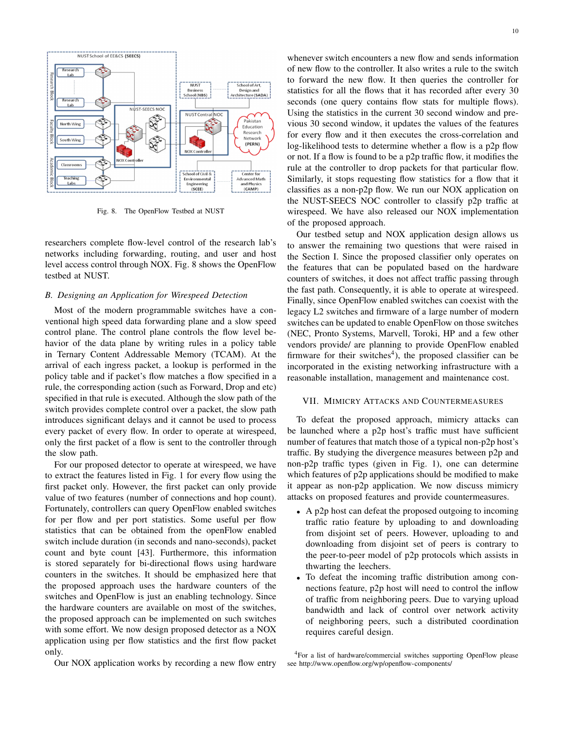Fig. 8. The OpenFlow Testbed at NUST

researchers complete flow-level control of the research lab's networks including forwarding, routing, and user and host level access control through NOX. Fig. 8 shows the OpenFlow testbed at NUST.

### B. Designing an Application for Wirespeed Detection

Most of the modern programmable switches have a conventional high speed data forwarding plane and a slow speed control plane. The control plane controls the flow level behavior of the data plane by writing rules in a policy table in Ternary Content Addressable Memory (TCAM). At the arrival of each ingress packet, a lookup is performed in the policy table and if packet's flow matches a flow specified in a rule, the corresponding action (such as Forward, Drop and etc) specified in that rule is executed. Although the slow path of the switch provides complete control over a packet, the slow path introduces significant delays and it cannot be used to process every packet of every flow. In order to operate at wirespeed, only the first packet of a flow is sent to the controller through the slow path.

For our proposed detector to operate at wirespeed, we have to extract the features listed in Fig. 1 for every flow using the first packet only. However, the first packet can only provide value of two features (number of connections and hop count). Fortunately, controllers can query OpenFlow enabled switches for per flow and per port statistics. Some useful per flow statistics that can be obtained from the openFlow enabled switch include duration (in seconds and nano-seconds), packet count and byte count [43]. Furthermore, this information is stored separately for bi-directional flows using hardware counters in the switches. It should be emphasized here that the proposed approach uses the hardware counters of the switches and OpenFlow is just an enabling technology. Since the hardware counters are available on most of the switches, the proposed approach can be implemented on such switches with some effort. We now design proposed detector as a NOX application using per flow statistics and the first flow packet only.

Our NOX application works by recording a new flow entry whenever switch encounters a new flow and sends information of new flow to the controller. It also writes a rule to the switch to forward the new flow. It then queries the controller for statistics for all the flows that it has recorded after every 30 seconds (one query contains flow stats for multiple flows). Using the statistics in the current 30 second window and previous 30 second window, it updates the values of the features for every flow and it then executes the cross-correlation and log-likelihood tests to determine whether a flow is a p2p flow or not. If a flow is found to be a p2p traffic flow, it modifies the rule at the controller to drop packets for that particular flow. Similarly, it stops requesting flow statistics for a flow that it classifies as a non-p2p flow. We run our NOX application on the NUST-SEECS NOC controller to classify p2p traffic at wirespeed. We have also released our NOX implementation of the proposed approach.

Our testbed setup and NOX application design allows us to answer the remaining two questions that were raised in the Section I. Since the proposed classifier only operates on the features that can be populated based on the hardware counters of switches, it does not affect traffic passing through the fast path. Consequently, it is able to operate at wirespeed. Finally, since OpenFlow enabled switches can coexist with the legacy L2 switches and firmware of a large number of modern switches can be updated to enable OpenFlow on those switches (NEC, Pronto Systems, Marvell, Toroki, HP and a few other vendors provide/ are planning to provide OpenFlow enabled firmware for their switches[4]), the proposed classifier can be incorporated in the existing networking infrastructure with a reasonable installation, management and maintenance cost.

## VII. Mimicry Attacks and Countermeasures

To defeat the proposed approach, mimicry attacks can be launched where a p2p host's traffic must have sufficient number of features that match those of a typical non-p2p host's traffic. By studying the divergence measures between p2p and non-p2p traffic types (given in Fig. 1), one can determine which features of p2p applications should be modified to make it appear as non-p2p application. We now discuss mimicry attacks on proposed features and provide countermeasures.

- A p2p host can defeat the proposed outgoing to incoming traffic ratio feature by uploading to and downloading from disjoint set of peers. However, uploading to and downloading from disjoint set of peers is contrary to the peer-to-peer model of p2p protocols which assists in thwarting the leechers.
- To defeat the incoming traffic distribution among connections feature, p2p host will need to control the inflow of traffic from neighboring peers. Due to varying upload bandwidth and lack of control over network activity of neighboring peers, such a distributed coordination requires careful design.

[4]For a list of hardware/commercial switches supporting OpenFlow please see http://www.openflow.org/wp/openflow-components/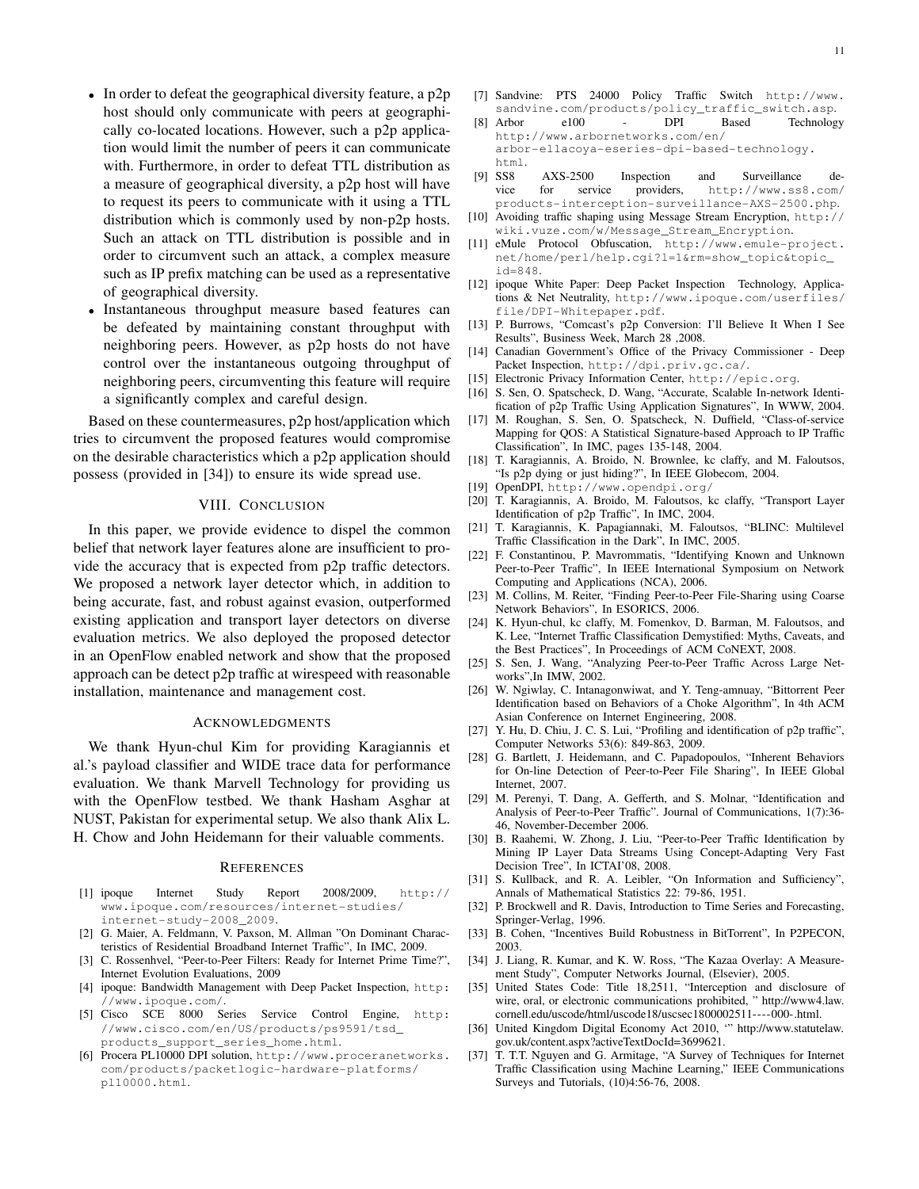- In order to defeat the geographical diversity feature, a p2p host should only communicate with peers at geographically co-located locations. However, such a p2p application would limit the number of peers it can communicate with. Furthermore, in order to defeat TTL distribution as a measure of geographical diversity, a p2p host will have to request its peers to communicate with it using a TTL distribution which is commonly used by non-p2p hosts. Such an attack on TTL distribution is possible and in order to circumvent such an attack, a complex measure such as IP prefix matching can be used as a representative of geographical diversity.
- Instantaneous throughput measure based features can be defeated by maintaining constant throughput with neighboring peers. However, as p2p hosts do not have control over the instantaneous outgoing throughput of neighboring peers, circumventing this feature will require a significantly complex and careful design.

Based on these countermeasures, p2p host/application which tries to circumvent the proposed features would compromise on the desirable characteristics which a p2p application should possess (provided in [34]) to ensure its wide spread use.

## VIII. Conclusion

In this paper, we provide evidence to dispel the common belief that network layer features alone are insufficient to provide the accuracy that is expected from p2p traffic detectors. We proposed a network layer detector which, in addition to being accurate, fast, and robust against evasion, outperformed existing application and transport layer detectors on diverse evaluation metrics. We also deployed the proposed detector in an OpenFlow enabled network and show that the proposed approach can be detect p2p traffic at wirespeed with reasonable installation, maintenance and management cost.

## Acknowledgments

We thank Hyun-chul Kim for providing Karagiannis et al.'s payload classifier and WIDE trace data for performance evaluation. We thank Marvell Technology for providing us with the OpenFlow testbed. We thank Hasham Asghar at NUST, Pakistan for experimental setup. We also thank Alix L. H. Chow and John Heidemann for their valuable comments.

## References

[1] ipoque Internet Study Report 2008/2009, http://www.ipoque.com/resources/internet-studies/internet-study-2008_2009.

[2] G. Maier, A. Feldmann, V. Paxson, M. Allman "On Dominant Characteristics of Residential Broadband Internet Traffic", In IMC, 2009.

[3] C. Rossenhvel, "Peer-to-Peer Filters: Ready for Internet Prime Time?", Internet Evolution Evaluations, 2009

[4] ipoque: Bandwidth Management with Deep Packet Inspection, http://www.ipoque.com/.

[5] Cisco SCE 8000 Series Service Control Engine, http://www.cisco.com/en/US/products/ps9591/tsd_products_support_series_home.html.

[6] Procera PL10000 DPI solution, http://www.proceranetworks.com/products/packetlogic-hardware-platforms/pl10000.html.

[7] Sandvine: PTS 24000 Policy Traffic Switch http://www.sandvine.com/products/policy_traffic_switch.asp.

[8] Arbor e100 - DPI Based Technology http://www.arbornetworks.com/en/arbor-ellacoya-eseries-dpi-based-technology.html.

[9] SS8 AXS-2500 Inspection and Surveillance device for service providers, http://www.ss8.com/products-interception-surveillance-AXS-2500.php.

[10] Avoiding traffic shaping using Message Stream Encryption, http://wiki.vuze.com/w/Message_Stream_Encryption.

[11] eMule Protocol Obfuscation, http://www.emule-project.net/home/perl/help.cgi?l=1&rm=show_topic&topic_id=848.

[12] ipoque White Paper: Deep Packet Inspection Technology, Applications & Net Neutrality, http://www.ipoque.com/userfiles/file/DPI-Whitepaper.pdf.

[13] P. Burrows, "Comcast's p2p Conversion: I'll Believe It When I See Results", Business Week, March 28 ,2008.

[14] Canadian Government's Office of the Privacy Commissioner - Deep Packet Inspection, http://dpi.priv.gc.ca/.

[15] Electronic Privacy Information Center, http://epic.org.

[16] S. Sen, O. Spatscheck, D. Wang, "Accurate, Scalable In-network Identification of p2p Traffic Using Application Signatures", In WWW, 2004.

[17] M. Roughan, S. Sen, O. Spatscheck, N. Duffield, "Class-of-service Mapping for QOS: A Statistical Signature-based Approach to IP Traffic Classification", In IMC, pages 135-148, 2004.

[18] T. Karagiannis, A. Broido, N. Brownlee, kc claffy, and M. Faloutsos, "Is p2p dying or just hiding?", In IEEE Globecom, 2004.

[19] OpenDPI, http://www.opendpi.org/

[20] T. Karagiannis, A. Broido, M. Faloutsos, kc claffy, "Transport Layer Identification of p2p Traffic", In IMC, 2004.

[21] T. Karagiannis, K. Papagiannaki, M. Faloutsos, "BLINC: Multilevel Traffic Classification in the Dark", In IMC, 2005.

[22] F. Constantinou, P. Mavrommatis, "Identifying Known and Unknown Peer-to-Peer Traffic", In IEEE International Symposium on Network Computing and Applications (NCA), 2006.

[23] M. Collins, M. Reiter, "Finding Peer-to-Peer File-Sharing using Coarse Network Behaviors", In ESORICS, 2006.

[24] K. Hyun-chul, kc claffy, M. Fomenkov, D. Barman, M. Faloutsos, and K. Lee, "Internet Traffic Classification Demystified: Myths, Caveats, and the Best Practices", In Proceedings of ACM CoNEXT, 2008.

[25] S. Sen, J. Wang, "Analyzing Peer-to-Peer Traffic Across Large Networks",In IMW, 2002.

[26] W. Ngiwlay, C. Intanagonwiwat, and Y. Teng-amnuay, "Bittorrent Peer Identification based on Behaviors of a Choke Algorithm", In 4th ACM Asian Conference on Internet Engineering, 2008.

[27] Y. Hu, D. Chiu, J. C. S. Lui, "Profiling and identification of p2p traffic", Computer Networks 53(6): 849-863, 2009.

[28] G. Bartlett, J. Heidemann, and C. Papadopoulos, "Inherent Behaviors for On-line Detection of Peer-to-Peer File Sharing", In IEEE Global Internet, 2007.

[29] M. Perenyi, T. Dang, A. Gefferth, and S. Molnar, "Identification and Analysis of Peer-to-Peer Traffic". Journal of Communications, 1(7):36-46, November-December 2006.

[30] B. Raahemi, W. Zhong, J. Liu, "Peer-to-Peer Traffic Identification by Mining IP Layer Data Streams Using Concept-Adapting Very Fast Decision Tree", In ICTAI'08, 2008.

[31] S. Kullback, and R. A. Leibler, "On Information and Sufficiency", Annals of Mathematical Statistics 22: 79-86, 1951.

[32] P. Brockwell and R. Davis, Introduction to Time Series and Forecasting, Springer-Verlag, 1996.

[33] B. Cohen, "Incentives Build Robustness in BitTorrent", In P2PECON, 2003.

[34] J. Liang, R. Kumar, and K. W. Ross, "The Kazaa Overlay: A Measurement Study", Computer Networks Journal, (Elsevier), 2005.

[35] United States Code: Title 18,2511, "Interception and disclosure of wire, oral, or electronic communications prohibited, " http://www4.law.cornell.edu/uscode/html/uscode18/usc sec 18 00002511----000-.html.

[36] United Kingdom Digital Economy Act 2010, '" http://www.statutelaw.gov.uk/content.aspx?activeTextDocId=3699621.

[37] T. T.T. Nguyen and G. Armitage, "A Survey of Techniques for Internet Traffic Classification using Machine Learning," IEEE Communications Surveys and Tutorials, (10)4:56-76, 2008.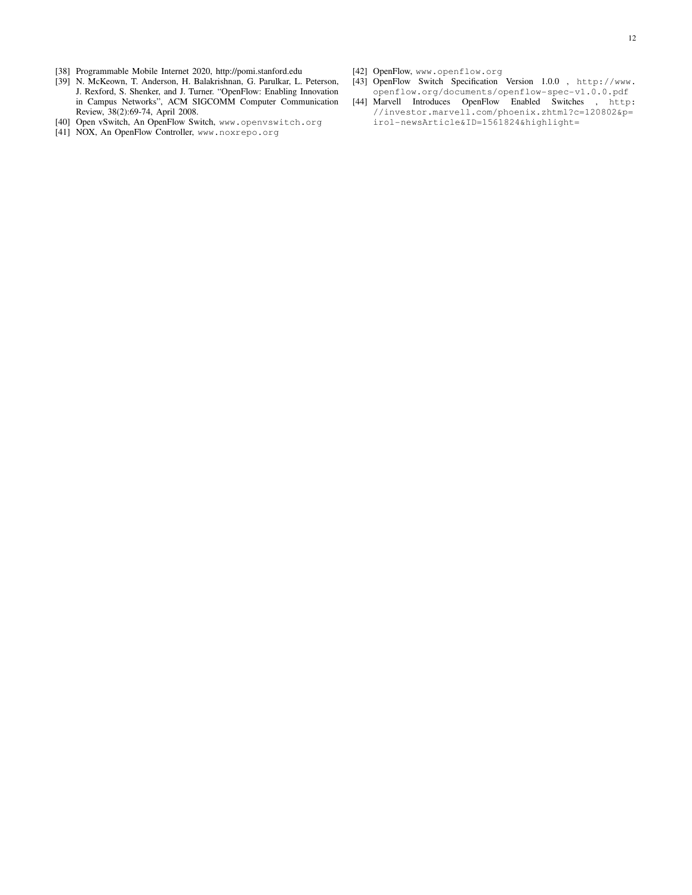[38] Programmable Mobile Internet 2020, http://pomi.stanford.edu

[39] N. McKeown, T. Anderson, H. Balakrishnan, G. Parulkar, L. Peterson, J. Rexford, S. Shenker, and J. Turner. "OpenFlow: Enabling Innovation in Campus Networks", ACM SIGCOMM Computer Communication Review, 38(2):69-74, April 2008.

[40] Open vSwitch, An OpenFlow Switch, www.openvswitch.org

[41] NOX, An OpenFlow Controller, www.noxrepo.org

[42] OpenFlow, www.openflow.org

[43] OpenFlow Switch Specification Version 1.0.0 , http://www.openflow.org/documents/openflow-spec-v1.0.0.pdf

[44] Marvell Introduces OpenFlow Enabled Switches , http://investor.marvell.com/phoenix.zhtml?c=120802&p=irol-newsArticle&ID=1561824&highlight=